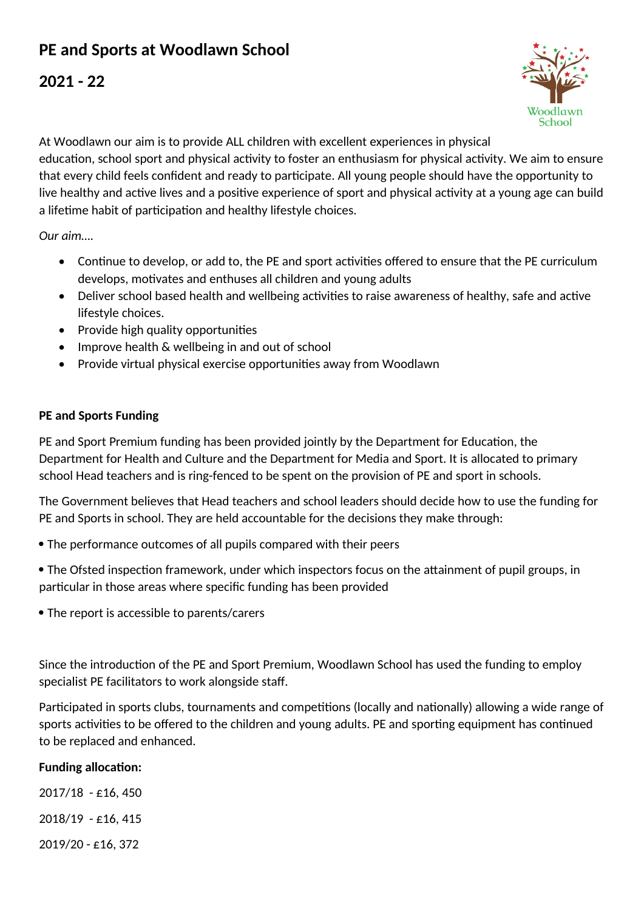# PE and Sports at Woodlawn School

## 2021 - 22

Woodlawn School

At Woodlawn our aim is to provide ALL children with excellent experiences in physical education, school sport and physical activity to foster an enthusiasm for physical activity. We aim to ensure that every child feels confident and ready to participate. All young people should have the opportunity to live healthy and active lives and a positive experience of sport and physical activity at a young age can build a lifetime habit of participation and healthy lifestyle choices.

*Our aim....*

- Continue to develop, or add to, the PE and sport activities offered to ensure that the PE curriculum develops, motivates and enthuses all children and young adults
- Deliver school based health and wellbeing activities to raise awareness of healthy, safe and active lifestyle choices.
- Provide high quality opportunities
- Improve health & wellbeing in and out of school
- Provide virtual physical exercise opportunities away from Woodlawn

**PE and Sports Funding**

PE and Sport Premium funding has been provided jointly by the Department for Education, the Department for Health and Culture and the Department for Media and Sport. It is allocated to primary school Head teachers and is ring-fenced to be spent on the provision of PE and sport in schools.

The Government believes that Head teachers and school leaders should decide how to use the funding for PE and Sports in school. They are held accountable for the decisions they make through:

- The performance outcomes of all pupils compared with their peers
- The Ofsted inspection framework, under which inspectors focus on the attainment of pupil groups, in particular in those areas where specific funding has been provided
- The report is accessible to parents/carers

Since the introduction of the PE and Sport Premium, Woodlawn School has used the funding to employ specialist PE facilitators to work alongside staff.

Participated in sports clubs, tournaments and competitions (locally and nationally) allowing a wide range of sports activities to be offered to the children and young adults. PE and sporting equipment has continued to be replaced and enhanced.

**Funding allocation:**

2017/18 - £16, 450

2018/19 - £16, 415

2019/20 - £16, 372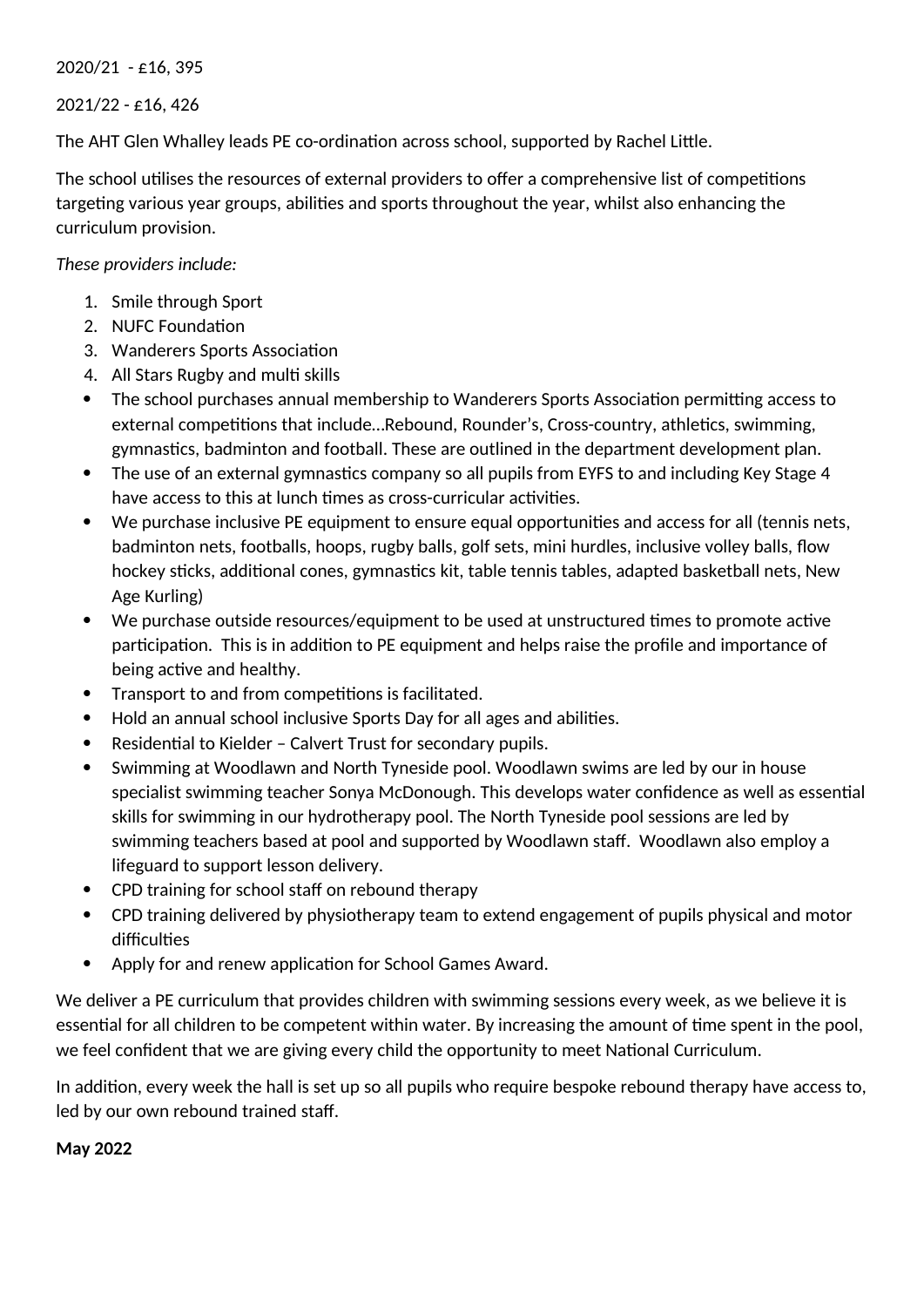2020/21 - £16, 395

2021/22 - £16, 426

The AHT Glen Whalley leads PE co-ordination across school, supported by Rachel Little.

The school utilises the resources of external providers to offer a comprehensive list of competitions targeting various year groups, abilities and sports throughout the year, whilst also enhancing the curriculum provision.

*These providers include:*

1. Smile through Sport
2. NUFC Foundation
3. Wanderers Sports Association
4. All Stars Rugby and multi skills

- The school purchases annual membership to Wanderers Sports Association permitting access to external competitions that include…Rebound, Rounder's, Cross-country, athletics, swimming, gymnastics, badminton and football. These are outlined in the department development plan.
- The use of an external gymnastics company so all pupils from EYFS to and including Key Stage 4 have access to this at lunch times as cross-curricular activities.
- We purchase inclusive PE equipment to ensure equal opportunities and access for all (tennis nets, badminton nets, footballs, hoops, rugby balls, golf sets, mini hurdles, inclusive volley balls, flow hockey sticks, additional cones, gymnastics kit, table tennis tables, adapted basketball nets, New Age Kurling)
- We purchase outside resources/equipment to be used at unstructured times to promote active participation. This is in addition to PE equipment and helps raise the profile and importance of being active and healthy.
- Transport to and from competitions is facilitated.
- Hold an annual school inclusive Sports Day for all ages and abilities.
- Residential to Kielder – Calvert Trust for secondary pupils.
- Swimming at Woodlawn and North Tyneside pool. Woodlawn swims are led by our in house specialist swimming teacher Sonya McDonough. This develops water confidence as well as essential skills for swimming in our hydrotherapy pool. The North Tyneside pool sessions are led by swimming teachers based at pool and supported by Woodlawn staff. Woodlawn also employ a lifeguard to support lesson delivery.
- CPD training for school staff on rebound therapy
- CPD training delivered by physiotherapy team to extend engagement of pupils physical and motor difficulties
- Apply for and renew application for School Games Award.

We deliver a PE curriculum that provides children with swimming sessions every week, as we believe it is essential for all children to be competent within water. By increasing the amount of time spent in the pool, we feel confident that we are giving every child the opportunity to meet National Curriculum.

In addition, every week the hall is set up so all pupils who require bespoke rebound therapy have access to, led by our own rebound trained staff.

**May 2022**